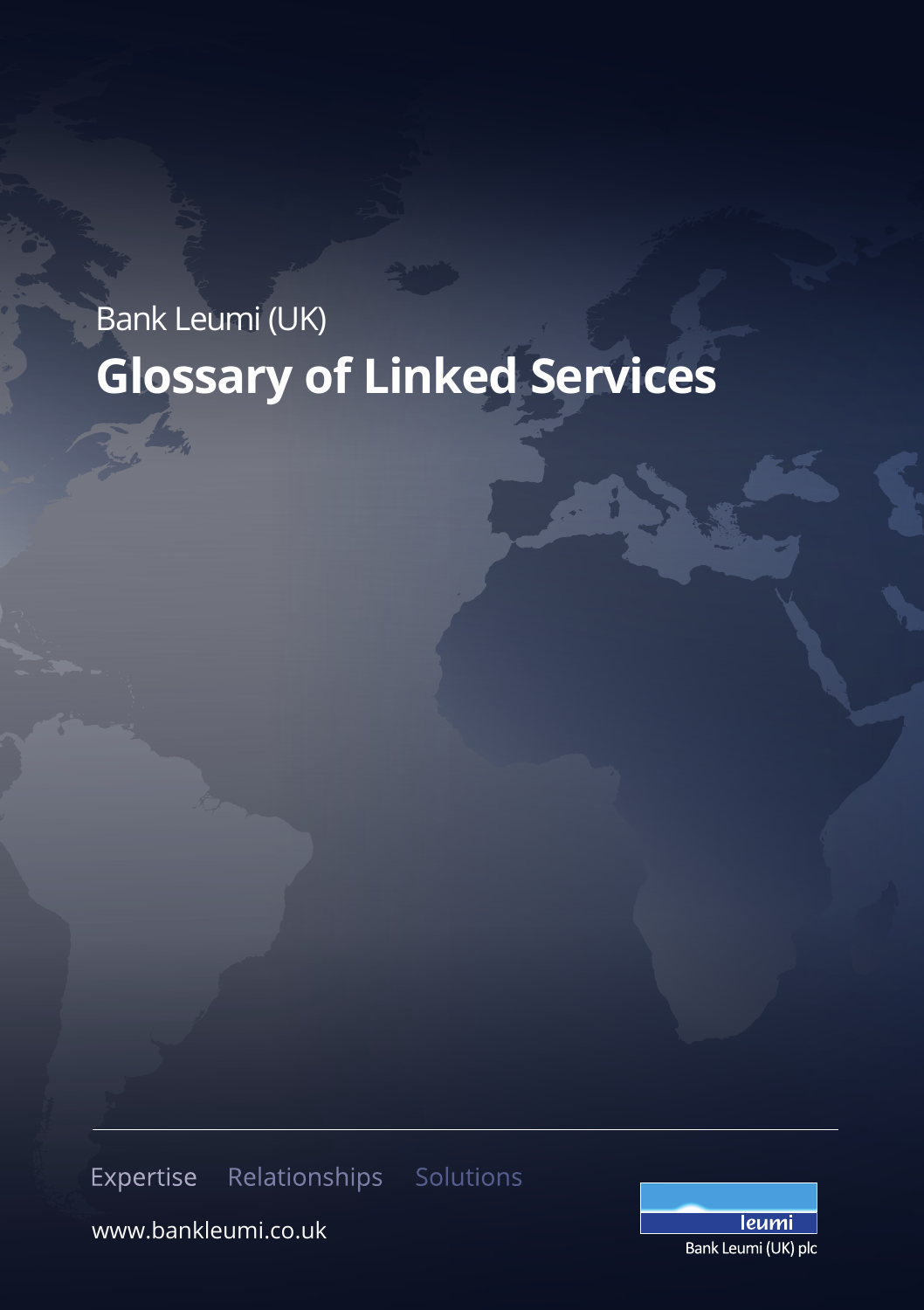Bank Leumi (UK)

# Glossary of Linked Services

Expertise Relationships Solutions

www.bankleumi.co.uk

leumi

Bank Leumi (UK) plc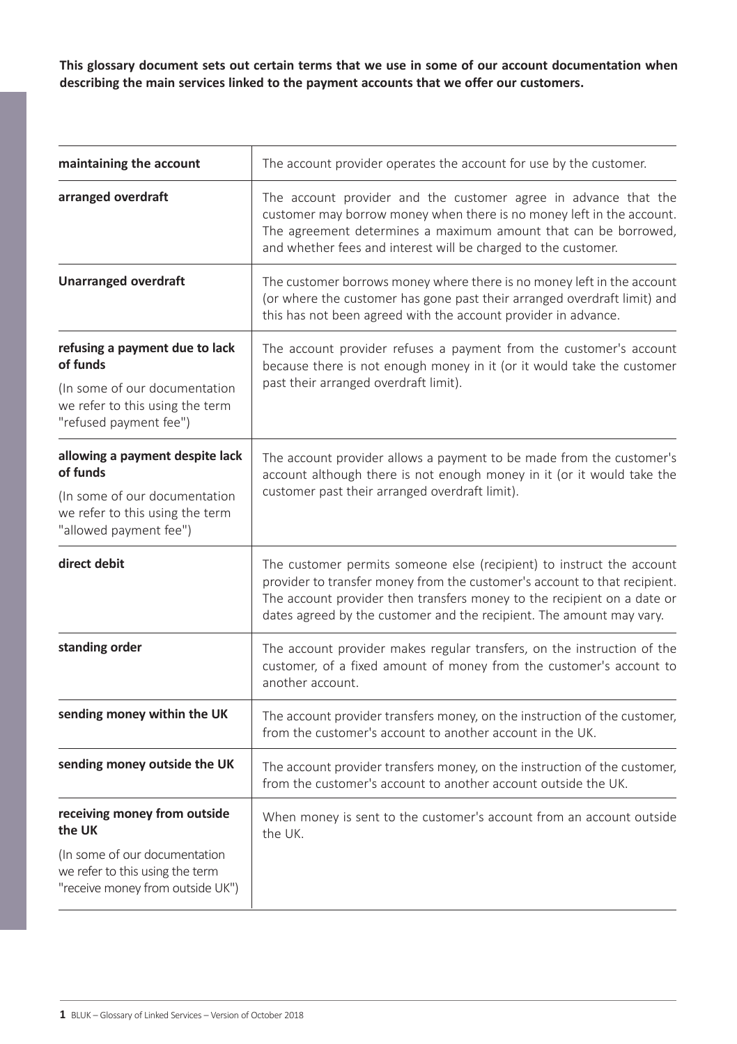**This glossary document sets out certain terms that we use in some of our account documentation when describing the main services linked to the payment accounts that we offer our customers.**

| | |
|---|---|
| **maintaining the account** | The account provider operates the account for use by the customer. |
| **arranged overdraft** | The account provider and the customer agree in advance that the customer may borrow money when there is no money left in the account. The agreement determines a maximum amount that can be borrowed, and whether fees and interest will be charged to the customer. |
| **Unarranged overdraft** | The customer borrows money where there is no money left in the account (or where the customer has gone past their arranged overdraft limit) and this has not been agreed with the account provider in advance. |
| **refusing a payment due to lack of funds**<br><br>(In some of our documentation we refer to this using the term "refused payment fee") | The account provider refuses a payment from the customer's account because there is not enough money in it (or it would take the customer past their arranged overdraft limit). |
| **allowing a payment despite lack of funds**<br><br>(In some of our documentation we refer to this using the term "allowed payment fee") | The account provider allows a payment to be made from the customer's account although there is not enough money in it (or it would take the customer past their arranged overdraft limit). |
| **direct debit** | The customer permits someone else (recipient) to instruct the account provider to transfer money from the customer's account to that recipient. The account provider then transfers money to the recipient on a date or dates agreed by the customer and the recipient. The amount may vary. |
| **standing order** | The account provider makes regular transfers, on the instruction of the customer, of a fixed amount of money from the customer's account to another account. |
| **sending money within the UK** | The account provider transfers money, on the instruction of the customer, from the customer's account to another account in the UK. |
| **sending money outside the UK** | The account provider transfers money, on the instruction of the customer, from the customer's account to another account outside the UK. |
| **receiving money from outside the UK**<br><br>(In some of our documentation we refer to this using the term "receive money from outside UK") | When money is sent to the customer's account from an account outside the UK. |

BLUK – Glossary of Linked Services – Version of October 2018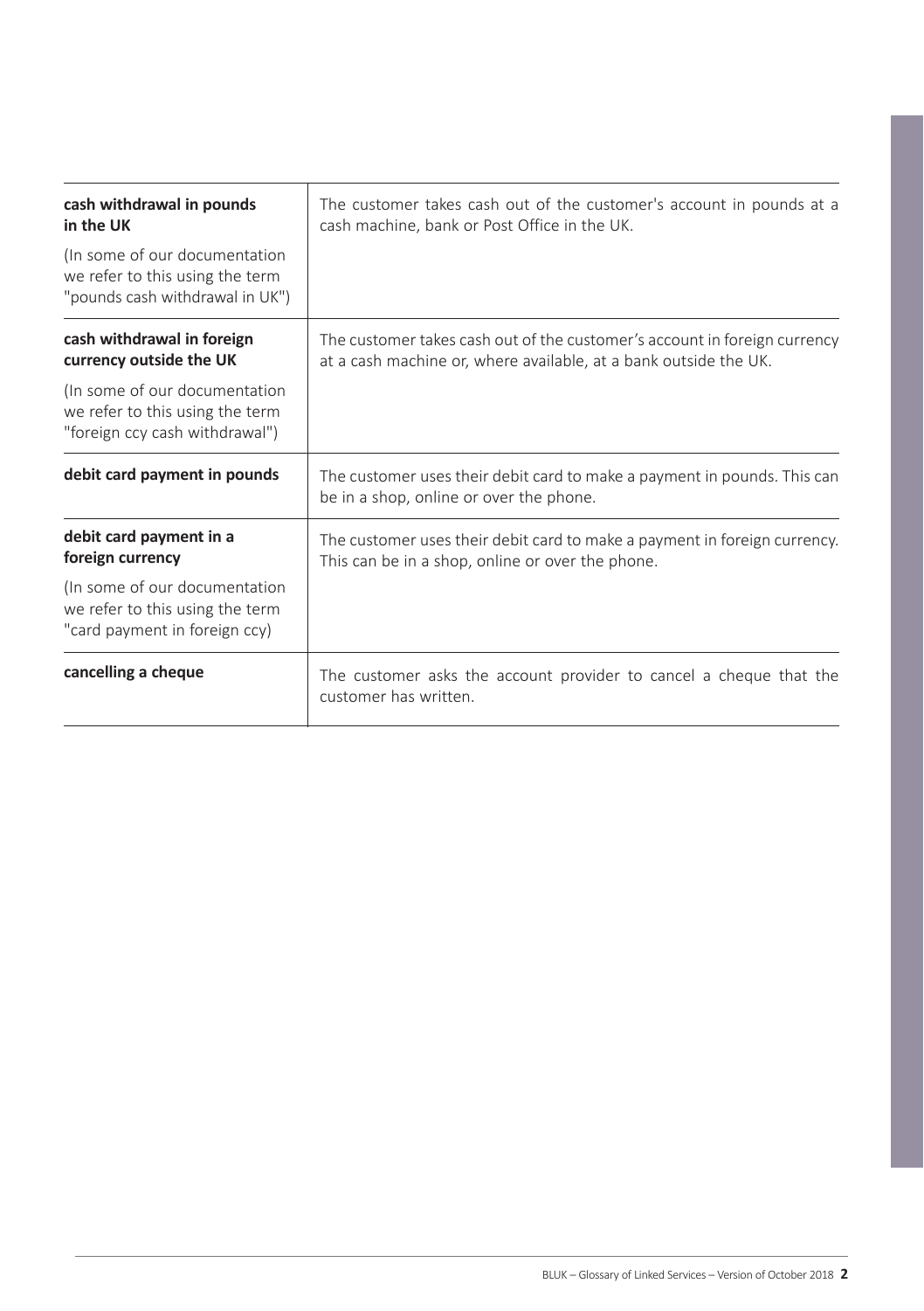| | |
|---|---|
| **cash withdrawal in pounds in the UK**<br><br>(In some of our documentation we refer to this using the term "pounds cash withdrawal in UK") | The customer takes cash out of the customer's account in pounds at a cash machine, bank or Post Office in the UK. |
| **cash withdrawal in foreign currency outside the UK**<br><br>(In some of our documentation we refer to this using the term "foreign ccy cash withdrawal") | The customer takes cash out of the customer's account in foreign currency at a cash machine or, where available, at a bank outside the UK. |
| **debit card payment in pounds** | The customer uses their debit card to make a payment in pounds. This can be in a shop, online or over the phone. |
| **debit card payment in a foreign currency**<br><br>(In some of our documentation we refer to this using the term "card payment in foreign ccy) | The customer uses their debit card to make a payment in foreign currency. This can be in a shop, online or over the phone. |
| **cancelling a cheque** | The customer asks the account provider to cancel a cheque that the customer has written. |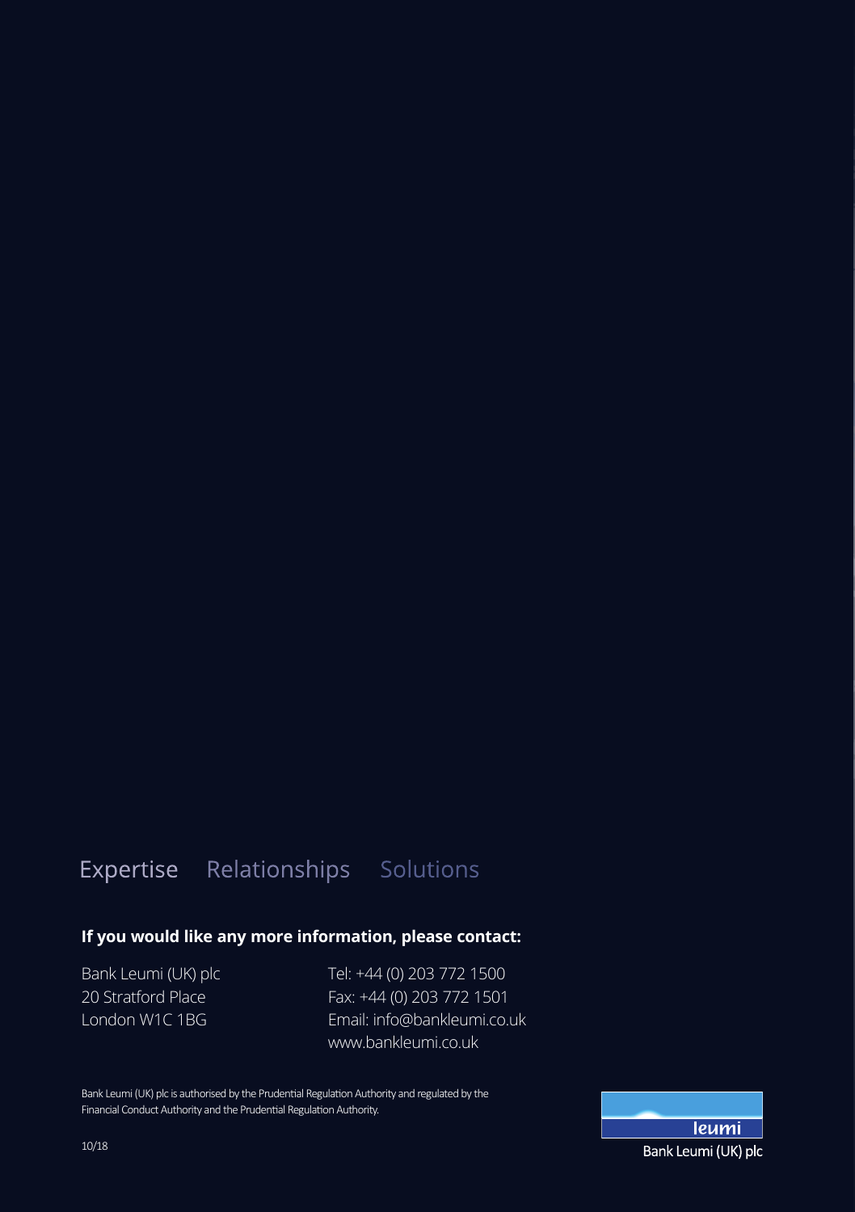Expertise Relationships Solutions

**If you would like any more information, please contact:**

Bank Leumi (UK) plc
20 Stratford Place
London W1C 1BG

Tel: +44 (0) 203 772 1500
Fax: +44 (0) 203 772 1501
Email: info@bankleumi.co.uk
www.bankleumi.co.uk

Bank Leumi (UK) plc is authorised by the Prudential Regulation Authority and regulated by the Financial Conduct Authority and the Prudential Regulation Authority.

10/18

leumi
Bank Leumi (UK) plc